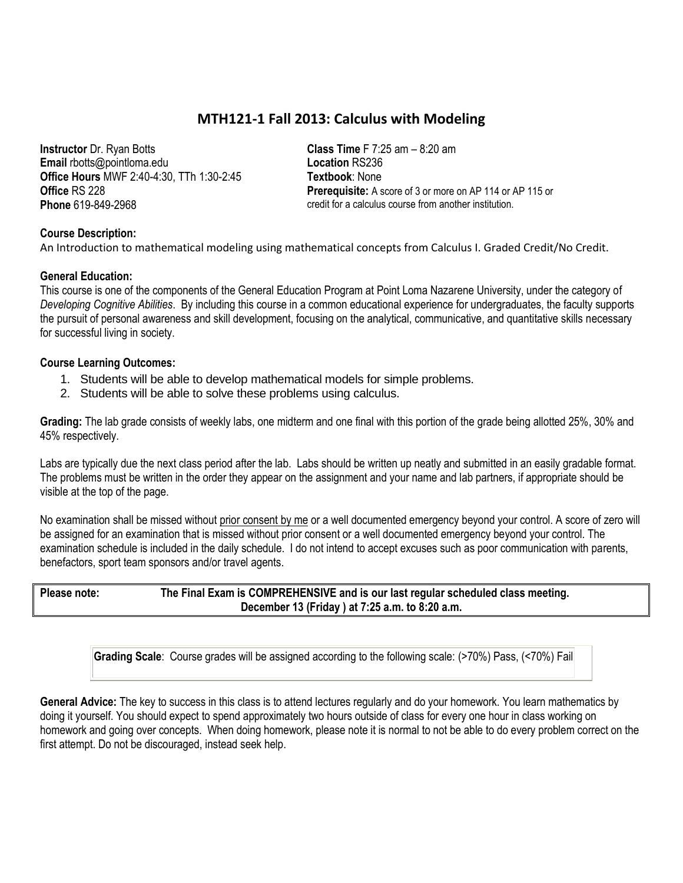# MTH121-1 Fall 2013: Calculus with Modeling

**Instructor** Dr. Ryan Botts
**Email** rbotts@pointloma.edu
**Office Hours** MWF 2:40-4:30, TTh 1:30-2:45
**Office** RS 228
**Phone** 619-849-2968

**Class Time** F 7:25 am – 8:20 am
**Location** RS236
**Textbook**: None
**Prerequisite:** A score of 3 or more on AP 114 or AP 115 or credit for a calculus course from another institution.

**Course Description:**
An Introduction to mathematical modeling using mathematical concepts from Calculus I. Graded Credit/No Credit.

**General Education:**
This course is one of the components of the General Education Program at Point Loma Nazarene University, under the category of *Developing Cognitive Abilities*. By including this course in a common educational experience for undergraduates, the faculty supports the pursuit of personal awareness and skill development, focusing on the analytical, communicative, and quantitative skills necessary for successful living in society.

**Course Learning Outcomes:**

1. Students will be able to develop mathematical models for simple problems.
2. Students will be able to solve these problems using calculus.

**Grading:** The lab grade consists of weekly labs, one midterm and one final with this portion of the grade being allotted 25%, 30% and 45% respectively.

Labs are typically due the next class period after the lab. Labs should be written up neatly and submitted in an easily gradable format. The problems must be written in the order they appear on the assignment and your name and lab partners, if appropriate should be visible at the top of the page.

No examination shall be missed without prior consent by me or a well documented emergency beyond your control. A score of zero will be assigned for an examination that is missed without prior consent or a well documented emergency beyond your control. The examination schedule is included in the daily schedule. I do not intend to accept excuses such as poor communication with parents, benefactors, sport team sponsors and/or travel agents.

**Please note: The Final Exam is COMPREHENSIVE and is our last regular scheduled class meeting. December 13 (Friday ) at 7:25 a.m. to 8:20 a.m.**

**Grading Scale**: Course grades will be assigned according to the following scale: (>70%) Pass, (<70%) Fail

**General Advice:** The key to success in this class is to attend lectures regularly and do your homework. You learn mathematics by doing it yourself. You should expect to spend approximately two hours outside of class for every one hour in class working on homework and going over concepts. When doing homework, please note it is normal to not be able to do every problem correct on the first attempt. Do not be discouraged, instead seek help.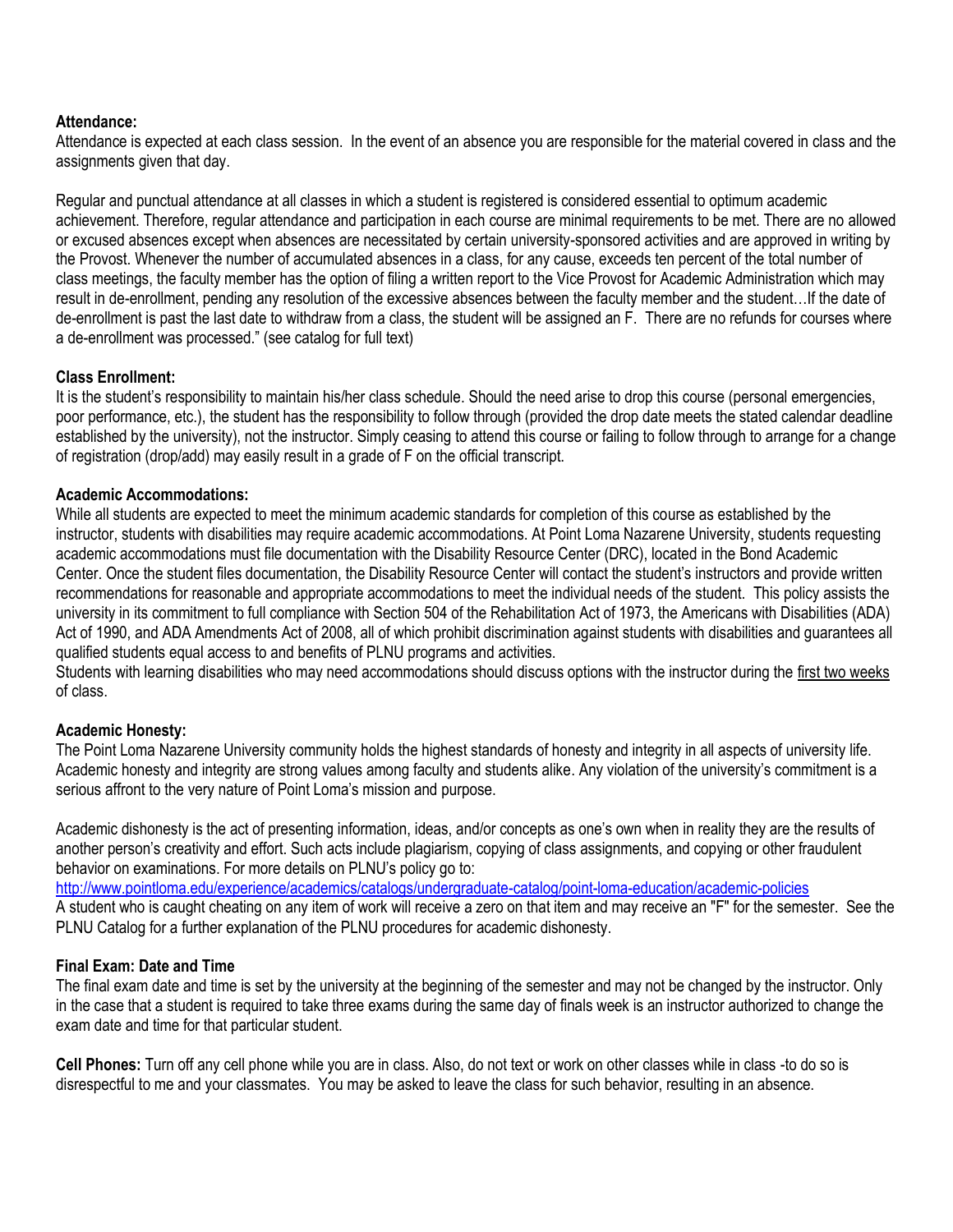**Attendance:**

Attendance is expected at each class session. In the event of an absence you are responsible for the material covered in class and the assignments given that day.

Regular and punctual attendance at all classes in which a student is registered is considered essential to optimum academic achievement. Therefore, regular attendance and participation in each course are minimal requirements to be met. There are no allowed or excused absences except when absences are necessitated by certain university-sponsored activities and are approved in writing by the Provost. Whenever the number of accumulated absences in a class, for any cause, exceeds ten percent of the total number of class meetings, the faculty member has the option of filing a written report to the Vice Provost for Academic Administration which may result in de-enrollment, pending any resolution of the excessive absences between the faculty member and the student…If the date of de-enrollment is past the last date to withdraw from a class, the student will be assigned an F. There are no refunds for courses where a de-enrollment was processed." (see catalog for full text)

**Class Enrollment:**

It is the student's responsibility to maintain his/her class schedule. Should the need arise to drop this course (personal emergencies, poor performance, etc.), the student has the responsibility to follow through (provided the drop date meets the stated calendar deadline established by the university), not the instructor. Simply ceasing to attend this course or failing to follow through to arrange for a change of registration (drop/add) may easily result in a grade of F on the official transcript.

**Academic Accommodations:**

While all students are expected to meet the minimum academic standards for completion of this course as established by the instructor, students with disabilities may require academic accommodations. At Point Loma Nazarene University, students requesting academic accommodations must file documentation with the Disability Resource Center (DRC), located in the Bond Academic Center. Once the student files documentation, the Disability Resource Center will contact the student's instructors and provide written recommendations for reasonable and appropriate accommodations to meet the individual needs of the student. This policy assists the university in its commitment to full compliance with Section 504 of the Rehabilitation Act of 1973, the Americans with Disabilities (ADA) Act of 1990, and ADA Amendments Act of 2008, all of which prohibit discrimination against students with disabilities and guarantees all qualified students equal access to and benefits of PLNU programs and activities.
Students with learning disabilities who may need accommodations should discuss options with the instructor during the first two weeks of class.

**Academic Honesty:**

The Point Loma Nazarene University community holds the highest standards of honesty and integrity in all aspects of university life. Academic honesty and integrity are strong values among faculty and students alike. Any violation of the university's commitment is a serious affront to the very nature of Point Loma's mission and purpose.

Academic dishonesty is the act of presenting information, ideas, and/or concepts as one's own when in reality they are the results of another person's creativity and effort. Such acts include plagiarism, copying of class assignments, and copying or other fraudulent behavior on examinations. For more details on PLNU's policy go to:
http://www.pointloma.edu/experience/academics/catalogs/undergraduate-catalog/point-loma-education/academic-policies
A student who is caught cheating on any item of work will receive a zero on that item and may receive an "F" for the semester. See the PLNU Catalog for a further explanation of the PLNU procedures for academic dishonesty.

**Final Exam: Date and Time**

The final exam date and time is set by the university at the beginning of the semester and may not be changed by the instructor. Only in the case that a student is required to take three exams during the same day of finals week is an instructor authorized to change the exam date and time for that particular student.

**Cell Phones:** Turn off any cell phone while you are in class. Also, do not text or work on other classes while in class -to do so is disrespectful to me and your classmates. You may be asked to leave the class for such behavior, resulting in an absence.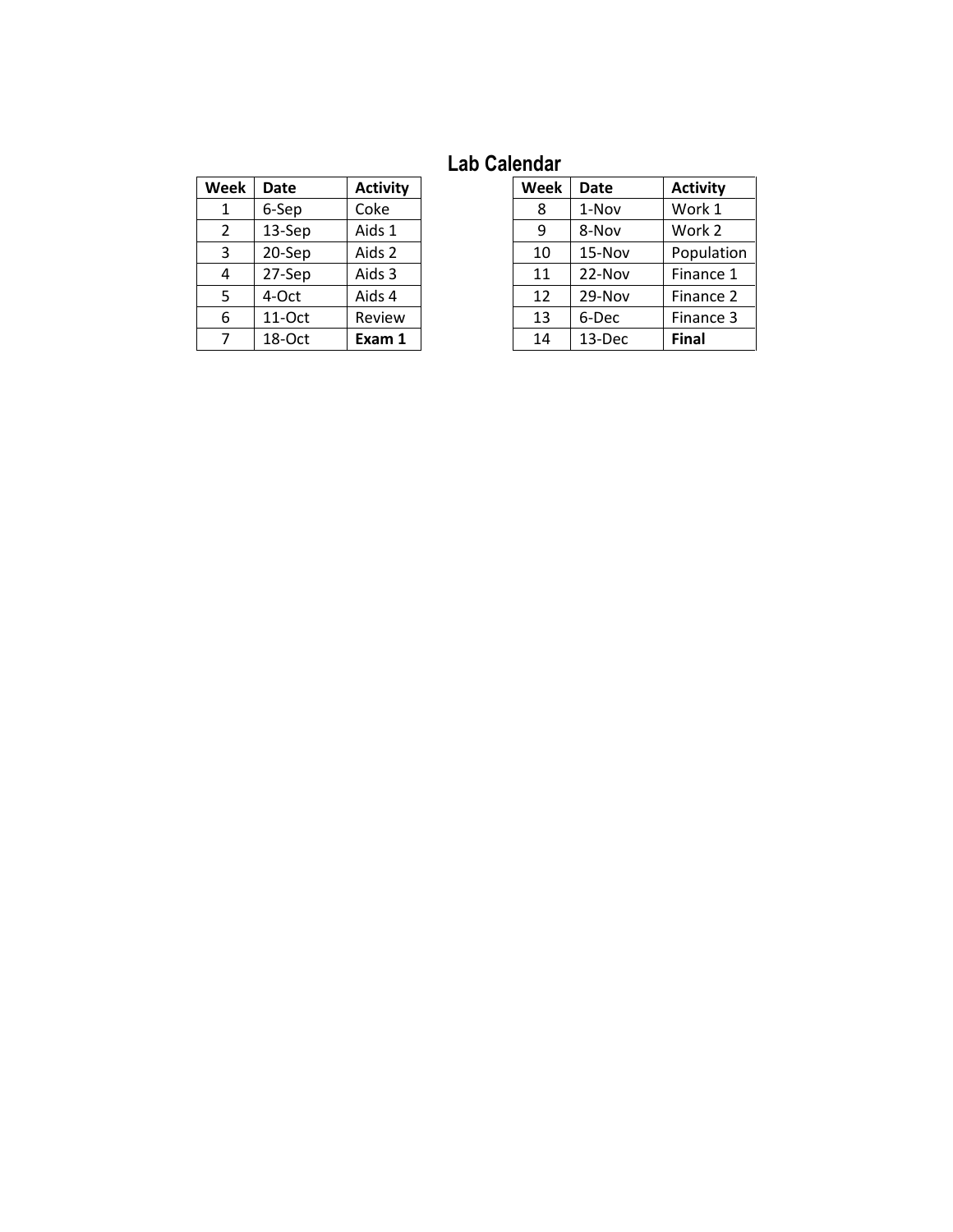## Lab Calendar

| Week | Date | Activity |
|---|---|---|
| 1 | 6-Sep | Coke |
| 2 | 13-Sep | Aids 1 |
| 3 | 20-Sep | Aids 2 |
| 4 | 27-Sep | Aids 3 |
| 5 | 4-Oct | Aids 4 |
| 6 | 11-Oct | Review |
| 7 | 18-Oct | **Exam 1** |

| Week | Date | Activity |
|---|---|---|
| 8 | 1-Nov | Work 1 |
| 9 | 8-Nov | Work 2 |
| 10 | 15-Nov | Population |
| 11 | 22-Nov | Finance 1 |
| 12 | 29-Nov | Finance 2 |
| 13 | 6-Dec | Finance 3 |
| 14 | 13-Dec | **Final** |